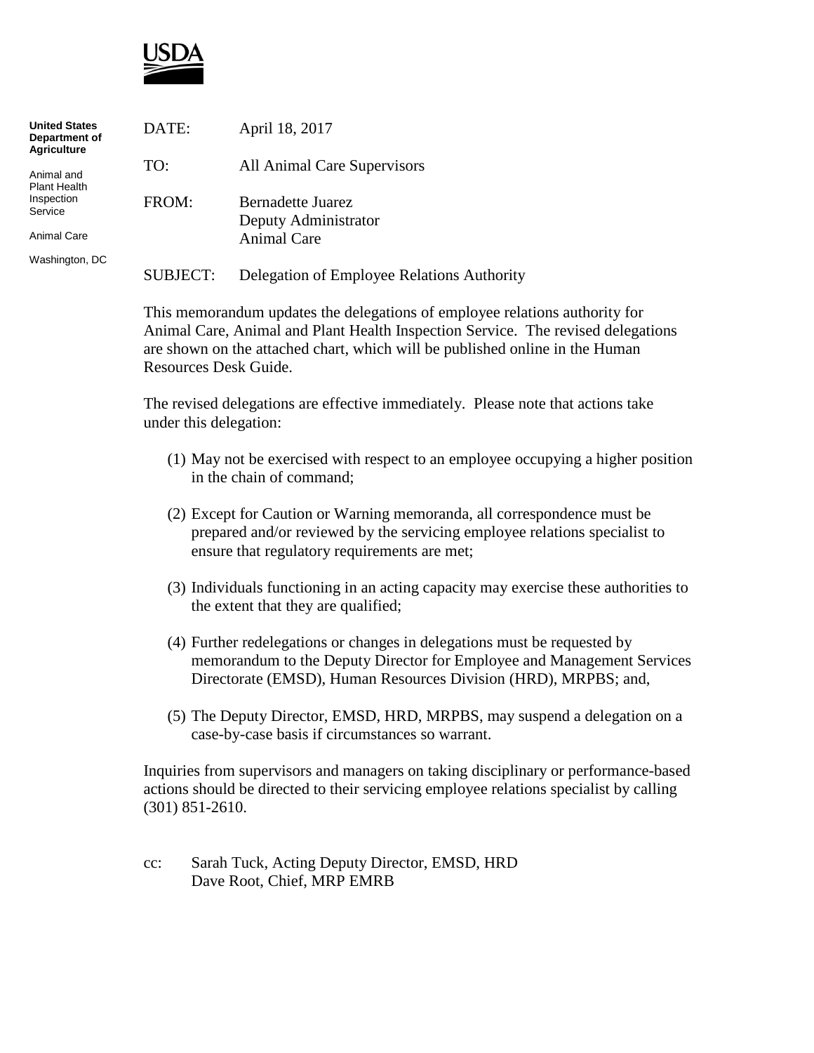USDA

**United States Department of Agriculture**

Animal and Plant Health Inspection Service

Animal Care

Washington, DC

DATE: April 18, 2017

TO: All Animal Care Supervisors

FROM: Bernadette Juarez
Deputy Administrator
Animal Care

SUBJECT: Delegation of Employee Relations Authority

This memorandum updates the delegations of employee relations authority for Animal Care, Animal and Plant Health Inspection Service. The revised delegations are shown on the attached chart, which will be published online in the Human Resources Desk Guide.

The revised delegations are effective immediately. Please note that actions take under this delegation:

(1) May not be exercised with respect to an employee occupying a higher position in the chain of command;

(2) Except for Caution or Warning memoranda, all correspondence must be prepared and/or reviewed by the servicing employee relations specialist to ensure that regulatory requirements are met;

(3) Individuals functioning in an acting capacity may exercise these authorities to the extent that they are qualified;

(4) Further redelegations or changes in delegations must be requested by memorandum to the Deputy Director for Employee and Management Services Directorate (EMSD), Human Resources Division (HRD), MRPBS; and,

(5) The Deputy Director, EMSD, HRD, MRPBS, may suspend a delegation on a case-by-case basis if circumstances so warrant.

Inquiries from supervisors and managers on taking disciplinary or performance-based actions should be directed to their servicing employee relations specialist by calling (301) 851-2610.

cc: Sarah Tuck, Acting Deputy Director, EMSD, HRD
Dave Root, Chief, MRP EMRB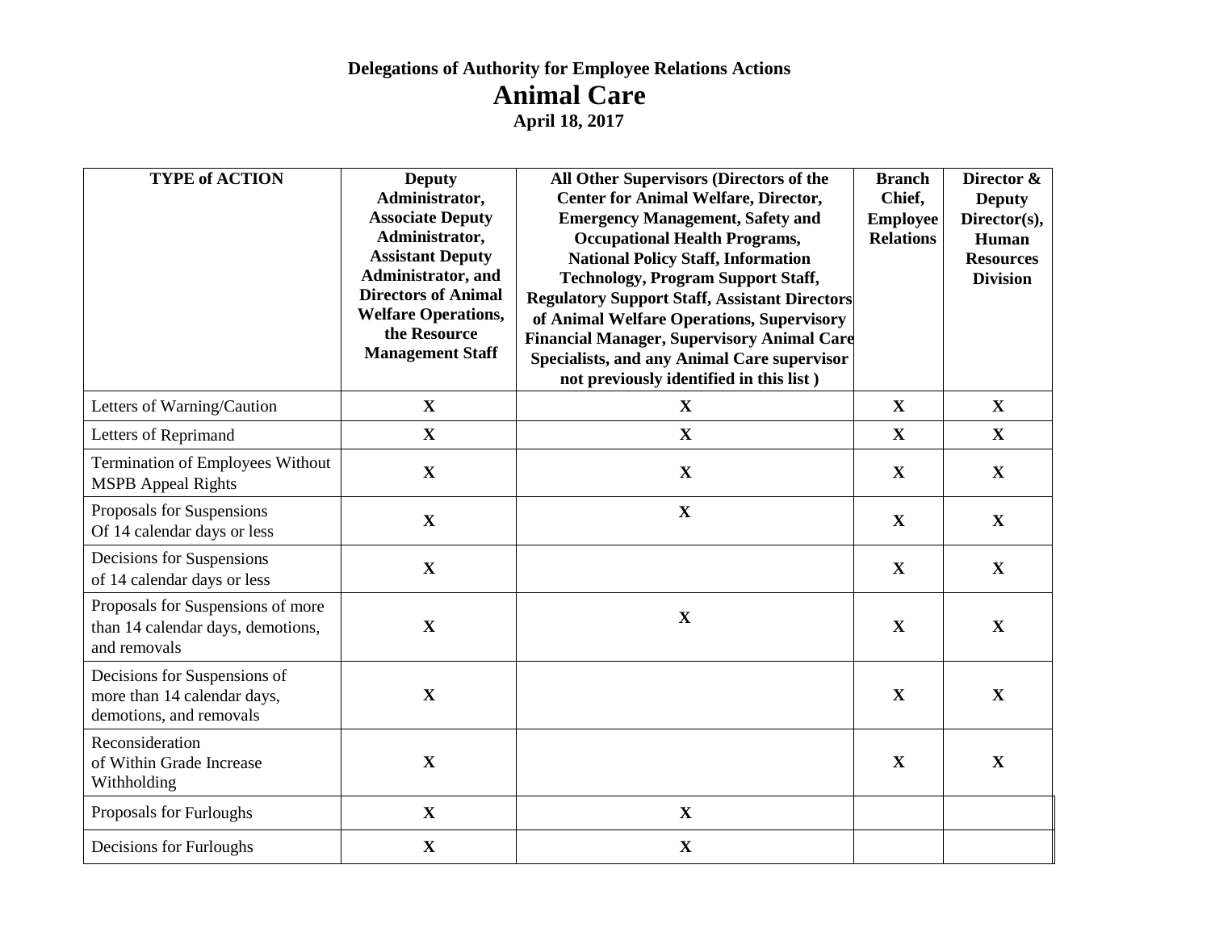**Delegations of Authority for Employee Relations Actions**

# Animal Care

**April 18, 2017**

| TYPE of ACTION | Deputy Administrator, Associate Deputy Administrator, Assistant Deputy Administrator, and Directors of Animal Welfare Operations, the Resource Management Staff | All Other Supervisors (Directors of the Center for Animal Welfare, Director, Emergency Management, Safety and Occupational Health Programs, National Policy Staff, Information Technology, Program Support Staff, Regulatory Support Staff, Assistant Directors of Animal Welfare Operations, Supervisory Financial Manager, Supervisory Animal Care Specialists, and any Animal Care supervisor not previously identified in this list ) | Branch Chief, Employee Relations | Director & Deputy Director(s), Human Resources Division |
|---|---|---|---|---|
| Letters of Warning/Caution | X | X | X | X |
| Letters of Reprimand | X | X | X | X |
| Termination of Employees Without MSPB Appeal Rights | X | X | X | X |
| Proposals for Suspensions Of 14 calendar days or less | X | X | X | X |
| Decisions for Suspensions of 14 calendar days or less | X | | X | X |
| Proposals for Suspensions of more than 14 calendar days, demotions, and removals | X | X | X | X |
| Decisions for Suspensions of more than 14 calendar days, demotions, and removals | X | | X | X |
| Reconsideration of Within Grade Increase Withholding | X | | X | X |
| Proposals for Furloughs | X | X | | |
| Decisions for Furloughs | X | X | | |